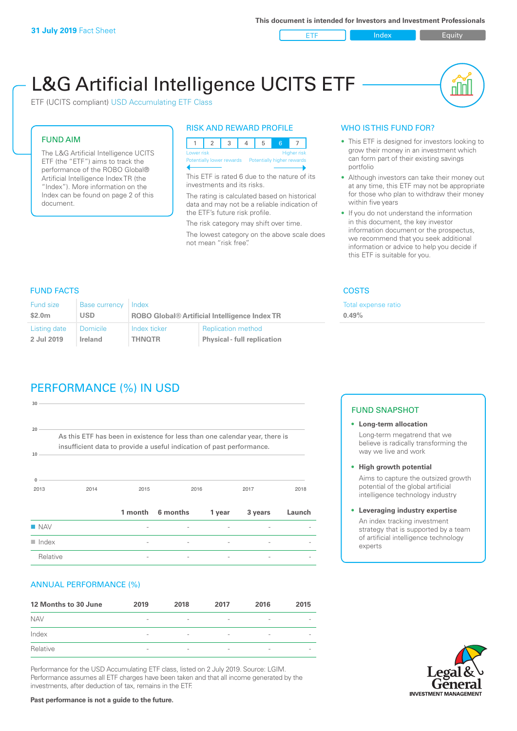**31 July 2019** Fact Sheet

This document is intended for Investors and Investment Professionals

ETF | Index | Equity

# L&G Artificial Intelligence UCITS ETF

ETF (UCITS compliant) USD Accumulating ETF Class

## FUND AIM

The L&G Artificial Intelligence UCITS ETF (the "ETF") aims to track the performance of the ROBO Global® Artificial Intelligence Index TR (the "Index"). More information on the Index can be found on page 2 of this document.

## RISK AND REWARD PROFILE

| 1 | 2 | 3 | 4 | 5 | 6 | 7 |
|---|---|---|---|---|---|---|

Lower risk — Higher risk
Potentially lower rewards — Potentially higher rewards

This ETF is rated 6 due to the nature of its investments and its risks.

The rating is calculated based on historical data and may not be a reliable indication of the ETF's future risk profile.

The risk category may shift over time.

The lowest category on the above scale does not mean "risk free".

## WHO IS THIS FUND FOR?

- This ETF is designed for investors looking to grow their money in an investment which can form part of their existing savings portfolio
- Although investors can take their money out at any time, this ETF may not be appropriate for those who plan to withdraw their money within five years
- If you do not understand the information in this document, the key investor information document or the prospectus, we recommend that you seek additional information or advice to help you decide if this ETF is suitable for you.

## FUND FACTS

| Fund size | Base currency | Index | |
|---|---|---|---|
| **$2.0m** | **USD** | **ROBO Global® Artificial Intelligence Index TR** | |
| **Listing date** | **Domicile** | **Index ticker** | **Replication method** |
| **2 Jul 2019** | **Ireland** | **THNQTR** | **Physical - full replication** |

## COSTS

Total expense ratio
**0.49%**

## PERFORMANCE (%) IN USD

As this ETF has been in existence for less than one calendar year, there is insufficient data to provide a useful indication of past performance.

| | 1 month | 6 months | 1 year | 3 years | Launch |
|---|---|---|---|---|---|
| NAV | - | - | - | - | - |
| Index | - | - | - | - | - |
| Relative | - | - | - | - | - |

## ANNUAL PERFORMANCE (%)

| 12 Months to 30 June | 2019 | 2018 | 2017 | 2016 | 2015 |
|---|---|---|---|---|---|
| NAV | - | - | - | - | - |
| Index | - | - | - | - | - |
| Relative | - | - | - | - | - |

Performance for the USD Accumulating ETF class, listed on 2 July 2019. Source: LGIM. Performance assumes all ETF charges have been taken and that all income generated by the investments, after deduction of tax, remains in the ETF.

**Past performance is not a guide to the future.**

## FUND SNAPSHOT

- **Long-term allocation**
  Long-term megatrend that we believe is radically transforming the way we live and work
- **High growth potential**
  Aims to capture the outsized growth potential of the global artificial intelligence technology industry
- **Leveraging industry expertise**
  An index tracking investment strategy that is supported by a team of artificial intelligence technology experts

Legal & General INVESTMENT MANAGEMENT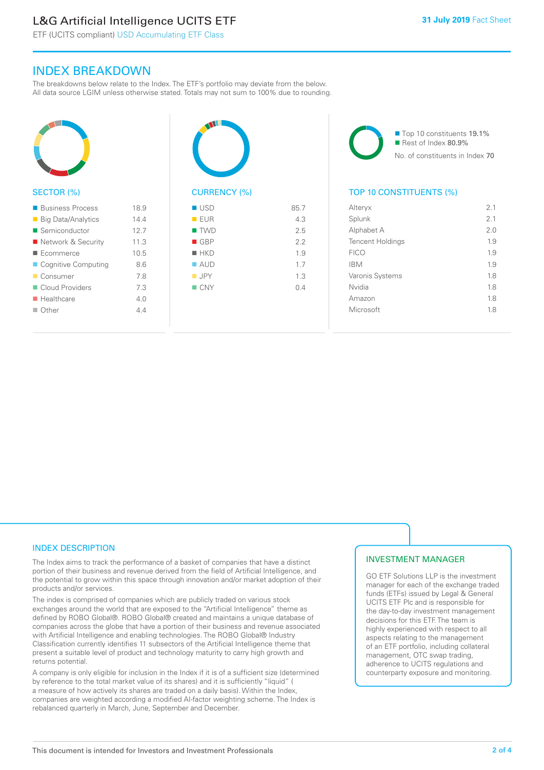# INDEX BREAKDOWN

The breakdowns below relate to the Index. The ETF's portfolio may deviate from the below. All data source LGIM unless otherwise stated. Totals may not sum to 100% due to rounding.

## SECTOR (%)

| Sector | % |
|---|---|
| Business Process | 18.9 |
| Big Data/Analytics | 14.4 |
| Semiconductor | 12.7 |
| Network & Security | 11.3 |
| Ecommerce | 10.5 |
| Cognitive Computing | 8.6 |
| Consumer | 7.8 |
| Cloud Providers | 7.3 |
| Healthcare | 4.0 |
| Other | 4.4 |

## CURRENCY (%)

| Currency | % |
|---|---|
| USD | 85.7 |
| EUR | 4.3 |
| TWD | 2.5 |
| GBP | 2.2 |
| HKD | 1.9 |
| AUD | 1.7 |
| JPY | 1.3 |
| CNY | 0.4 |

Top 10 constituents 19.1%
Rest of Index 80.9%
No. of constituents in Index 70

## TOP 10 CONSTITUENTS (%)

| Constituent | % |
|---|---|
| Alteryx | 2.1 |
| Splunk | 2.1 |
| Alphabet A | 2.0 |
| Tencent Holdings | 1.9 |
| FICO | 1.9 |
| IBM | 1.9 |
| Varonis Systems | 1.8 |
| Nvidia | 1.8 |
| Amazon | 1.8 |
| Microsoft | 1.8 |

## INDEX DESCRIPTION

The Index aims to track the performance of a basket of companies that have a distinct portion of their business and revenue derived from the field of Artificial Intelligence, and the potential to grow within this space through innovation and/or market adoption of their products and/or services.

The index is comprised of companies which are publicly traded on various stock exchanges around the world that are exposed to the "Artificial Intelligence" theme as defined by ROBO Global®. ROBO Global® created and maintains a unique database of companies across the globe that have a portion of their business and revenue associated with Artificial Intelligence and enabling technologies. The ROBO Global® Industry Classification currently identifies 11 subsectors of the Artificial Intelligence theme that present a suitable level of product and technology maturity to carry high growth and returns potential.

A company is only eligible for inclusion in the Index if it is of a sufficient size (determined by reference to the total market value of its shares) and it is sufficiently "liquid" ( a measure of how actively its shares are traded on a daily basis). Within the Index, companies are weighted according a modified AI-factor weighting scheme. The Index is rebalanced quarterly in March, June, September and December.

## INVESTMENT MANAGER

GO ETF Solutions LLP is the investment manager for each of the exchange traded funds (ETFs) issued by Legal & General UCITS ETF Plc and is responsible for the day-to-day investment management decisions for this ETF. The team is highly experienced with respect to all aspects relating to the management of an ETF portfolio, including collateral management, OTC swap trading, adherence to UCITS regulations and counterparty exposure and monitoring.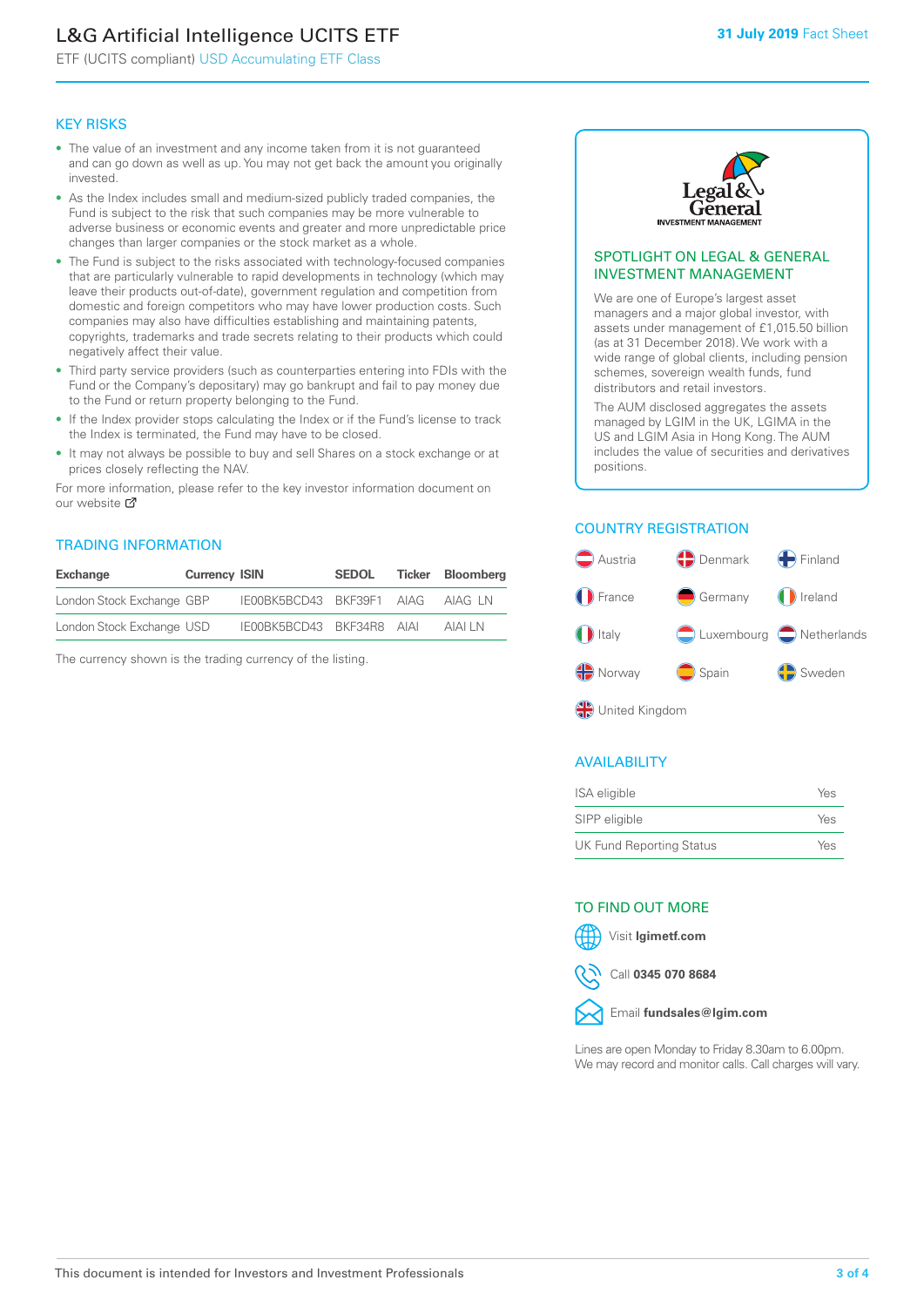# L&G Artificial Intelligence UCITS ETF

ETF (UCITS compliant) USD Accumulating ETF Class

**31 July 2019** Fact Sheet

## KEY RISKS

- The value of an investment and any income taken from it is not guaranteed and can go down as well as up. You may not get back the amount you originally invested.
- As the Index includes small and medium-sized publicly traded companies, the Fund is subject to the risk that such companies may be more vulnerable to adverse business or economic events and greater and more unpredictable price changes than larger companies or the stock market as a whole.
- The Fund is subject to the risks associated with technology-focused companies that are particularly vulnerable to rapid developments in technology (which may leave their products out-of-date), government regulation and competition from domestic and foreign competitors who may have lower production costs. Such companies may also have difficulties establishing and maintaining patents, copyrights, trademarks and trade secrets relating to their products which could negatively affect their value.
- Third party service providers (such as counterparties entering into FDIs with the Fund or the Company's depositary) may go bankrupt and fail to pay money due to the Fund or return property belonging to the Fund.
- If the Index provider stops calculating the Index or if the Fund's license to track the Index is terminated, the Fund may have to be closed.
- It may not always be possible to buy and sell Shares on a stock exchange or at prices closely reflecting the NAV.

For more information, please refer to the key investor information document on our website

## TRADING INFORMATION

| Exchange | Currency | ISIN | SEDOL | Ticker | Bloomberg |
|---|---|---|---|---|---|
| London Stock Exchange | GBP | IE00BK5BCD43 | BKF39F1 | AIAG | AIAG LN |
| London Stock Exchange | USD | IE00BK5BCD43 | BKF34R8 | AIAI | AIAI LN |

The currency shown is the trading currency of the listing.

## SPOTLIGHT ON LEGAL & GENERAL INVESTMENT MANAGEMENT

We are one of Europe's largest asset managers and a major global investor, with assets under management of £1,015.50 billion (as at 31 December 2018). We work with a wide range of global clients, including pension schemes, sovereign wealth funds, fund distributors and retail investors.

The AUM disclosed aggregates the assets managed by LGIM in the UK, LGIMA in the US and LGIM Asia in Hong Kong. The AUM includes the value of securities and derivatives positions.

## COUNTRY REGISTRATION

- Austria
- Denmark
- Finland
- France
- Germany
- Ireland
- Italy
- Luxembourg
- Netherlands
- Norway
- Spain
- Sweden
- United Kingdom

## AVAILABILITY

| | |
|---|---|
| ISA eligible | Yes |
| SIPP eligible | Yes |
| UK Fund Reporting Status | Yes |

## TO FIND OUT MORE

Visit **lgimetf.com**

Call **0345 070 8684**

Email **fundsales@lgim.com**

Lines are open Monday to Friday 8.30am to 6.00pm. We may record and monitor calls. Call charges will vary.

This document is intended for Investors and Investment Professionals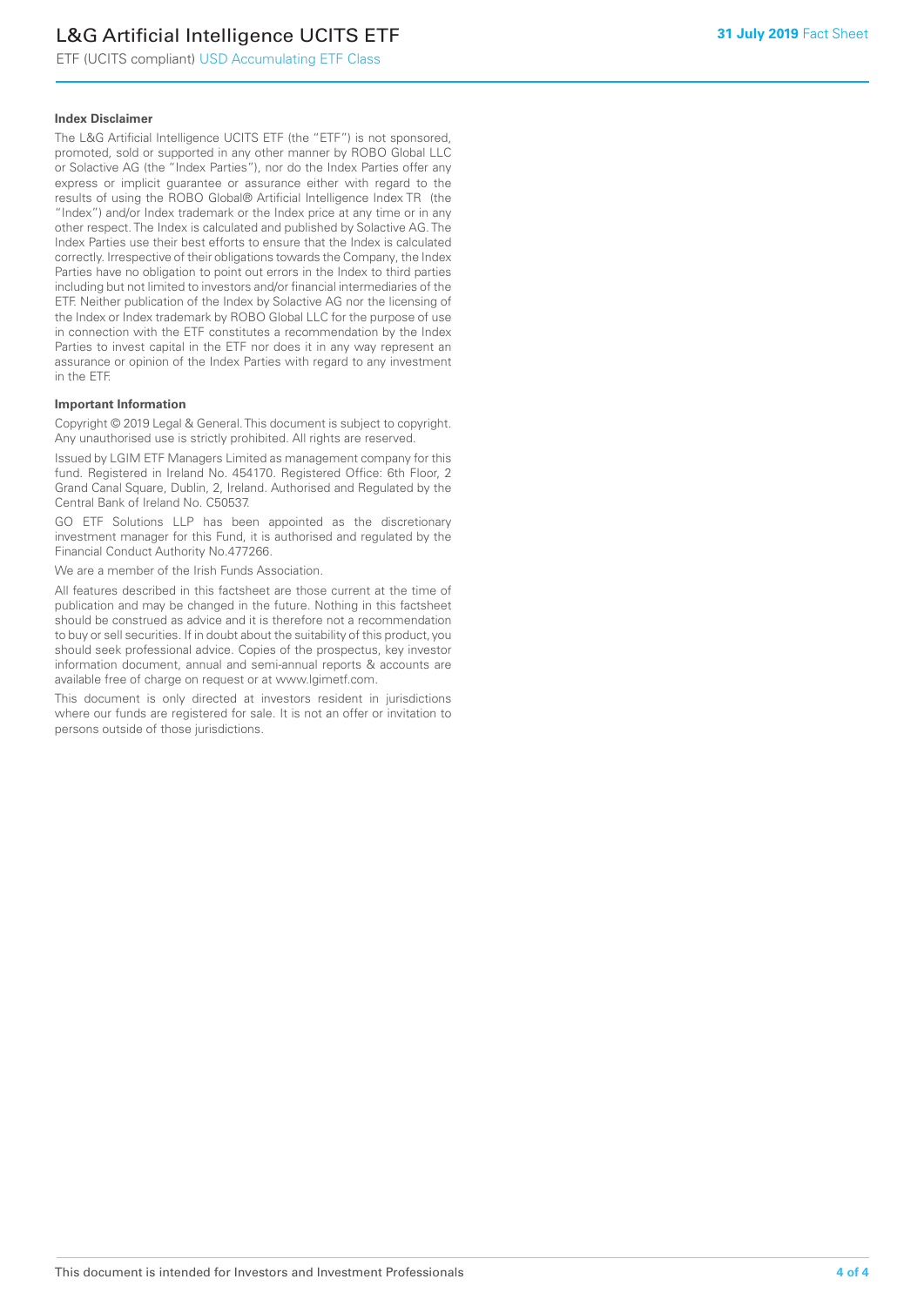### Index Disclaimer

The L&G Artificial Intelligence UCITS ETF (the "ETF") is not sponsored, promoted, sold or supported in any other manner by ROBO Global LLC or Solactive AG (the "Index Parties"), nor do the Index Parties offer any express or implicit guarantee or assurance either with regard to the results of using the ROBO Global® Artificial Intelligence Index TR (the "Index") and/or Index trademark or the Index price at any time or in any other respect. The Index is calculated and published by Solactive AG. The Index Parties use their best efforts to ensure that the Index is calculated correctly. Irrespective of their obligations towards the Company, the Index Parties have no obligation to point out errors in the Index to third parties including but not limited to investors and/or financial intermediaries of the ETF. Neither publication of the Index by Solactive AG nor the licensing of the Index or Index trademark by ROBO Global LLC for the purpose of use in connection with the ETF constitutes a recommendation by the Index Parties to invest capital in the ETF nor does it in any way represent an assurance or opinion of the Index Parties with regard to any investment in the ETF.

### Important Information

Copyright © 2019 Legal & General. This document is subject to copyright. Any unauthorised use is strictly prohibited. All rights are reserved.

Issued by LGIM ETF Managers Limited as management company for this fund. Registered in Ireland No. 454170. Registered Office: 6th Floor, 2 Grand Canal Square, Dublin, 2, Ireland. Authorised and Regulated by the Central Bank of Ireland No. C50537.

GO ETF Solutions LLP has been appointed as the discretionary investment manager for this Fund, it is authorised and regulated by the Financial Conduct Authority No.477266.

We are a member of the Irish Funds Association.

All features described in this factsheet are those current at the time of publication and may be changed in the future. Nothing in this factsheet should be construed as advice and it is therefore not a recommendation to buy or sell securities. If in doubt about the suitability of this product, you should seek professional advice. Copies of the prospectus, key investor information document, annual and semi-annual reports & accounts are available free of charge on request or at www.lgimetf.com.

This document is only directed at investors resident in jurisdictions where our funds are registered for sale. It is not an offer or invitation to persons outside of those jurisdictions.